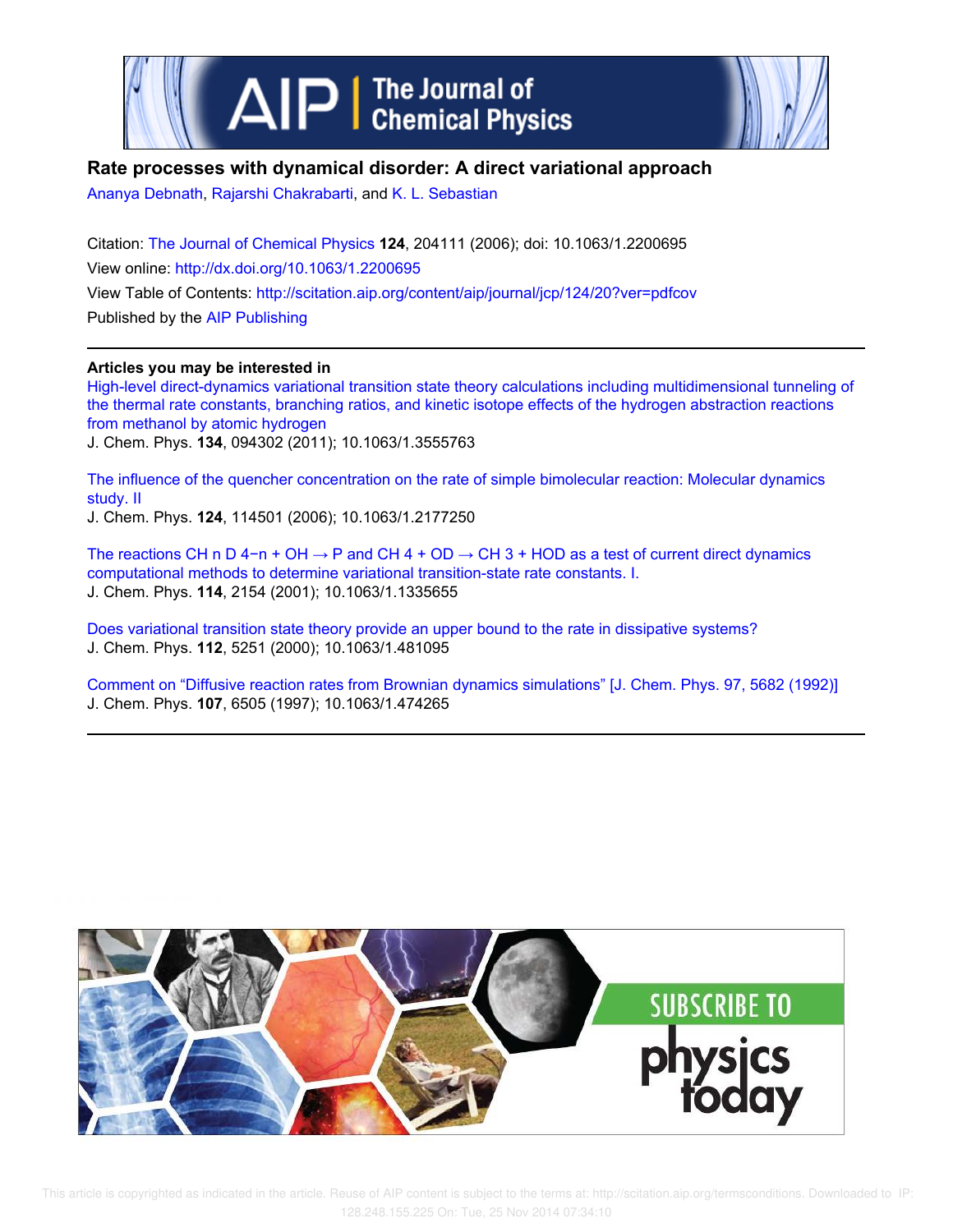# Rate processes with dynamical disorder: A direct variational approach

Ananya Debnath, Rajarshi Chakrabarti, and K. L. Sebastian

Citation: The Journal of Chemical Physics **124**, 204111 (2006); doi: 10.1063/1.2200695

View online: http://dx.doi.org/10.1063/1.2200695

View Table of Contents: http://scitation.aip.org/content/aip/journal/jcp/124/20?ver=pdfcov

Published by the AIP Publishing

**Articles you may be interested in**

High-level direct-dynamics variational transition state theory calculations including multidimensional tunneling of the thermal rate constants, branching ratios, and kinetic isotope effects of the hydrogen abstraction reactions from methanol by atomic hydrogen

J. Chem. Phys. **134**, 094302 (2011); 10.1063/1.3555763

The influence of the quencher concentration on the rate of simple bimolecular reaction: Molecular dynamics study. II

J. Chem. Phys. **124**, 114501 (2006); 10.1063/1.2177250

The reactions CH n D 4−n + OH → P and CH 4 + OD → CH 3 + HOD as a test of current direct dynamics computational methods to determine variational transition-state rate constants. I.

J. Chem. Phys. **114**, 2154 (2001); 10.1063/1.1335655

Does variational transition state theory provide an upper bound to the rate in dissipative systems?

J. Chem. Phys. **112**, 5251 (2000); 10.1063/1.481095

Comment on "Diffusive reaction rates from Brownian dynamics simulations" [J. Chem. Phys. 97, 5682 (1992)]

J. Chem. Phys. **107**, 6505 (1997); 10.1063/1.474265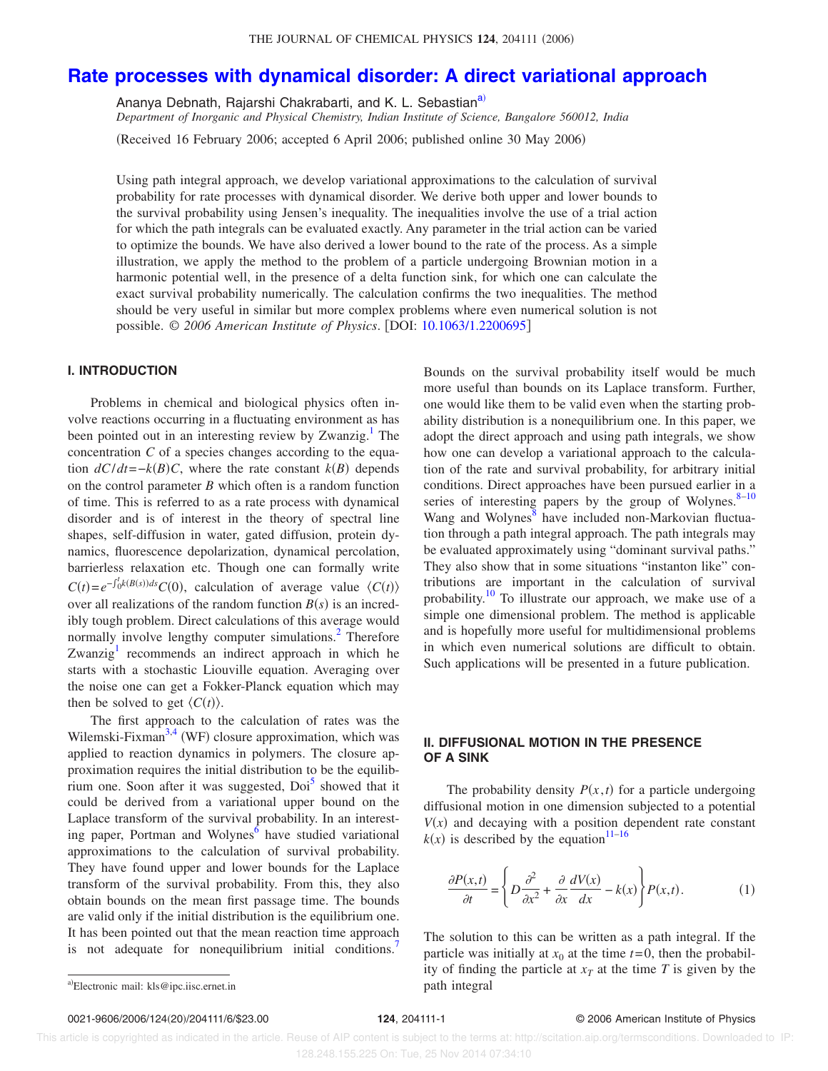# Rate processes with dynamical disorder: A direct variational approach

Ananya Debnath, Rajarshi Chakrabarti, and K. L. Sebastian[a]

*Department of Inorganic and Physical Chemistry, Indian Institute of Science, Bangalore 560012, India*

(Received 16 February 2006; accepted 6 April 2006; published online 30 May 2006)

Using path integral approach, we develop variational approximations to the calculation of survival probability for rate processes with dynamical disorder. We derive both upper and lower bounds to the survival probability using Jensen's inequality. The inequalities involve the use of a trial action for which the path integrals can be evaluated exactly. Any parameter in the trial action can be varied to optimize the bounds. We have also derived a lower bound to the rate of the process. As a simple illustration, we apply the method to the problem of a particle undergoing Brownian motion in a harmonic potential well, in the presence of a delta function sink, for which one can calculate the exact survival probability numerically. The calculation confirms the two inequalities. The method should be very useful in similar but more complex problems where even numerical solution is not possible. *© 2006 American Institute of Physics*. [DOI: 10.1063/1.2200695]

## I. INTRODUCTION

Problems in chemical and biological physics often involve reactions occurring in a fluctuating environment as has been pointed out in an interesting review by Zwanzig.[1] The concentration $C$ of a species changes according to the equation $dC/dt=-k(B)C$, where the rate constant $k(B)$ depends on the control parameter $B$ which often is a random function of time. This is referred to as a rate process with dynamical disorder and is of interest in the theory of spectral line shapes, self-diffusion in water, gated diffusion, protein dynamics, fluorescence depolarization, dynamical percolation, barrierless relaxation etc. Though one can formally write $C(t)=e^{-\int_0^t k(B(s))ds}C(0)$, calculation of average value $\langle C(t)\rangle$ over all realizations of the random function $B(s)$ is an incredibly tough problem. Direct calculations of this average would normally involve lengthy computer simulations.[2] Therefore Zwanzig[1] recommends an indirect approach in which he starts with a stochastic Liouville equation. Averaging over the noise one can get a Fokker-Planck equation which may then be solved to get $\langle C(t)\rangle$.

The first approach to the calculation of rates was the Wilemski-Fixman[3,4] (WF) closure approximation, which was applied to reaction dynamics in polymers. The closure approximation requires the initial distribution to be the equilibrium one. Soon after it was suggested, Doi[5] showed that it could be derived from a variational upper bound on the Laplace transform of the survival probability. In an interesting paper, Portman and Wolynes[6] have studied variational approximations to the calculation of survival probability. They have found upper and lower bounds for the Laplace transform of the survival probability. From this, they also obtain bounds on the mean first passage time. The bounds are valid only if the initial distribution is the equilibrium one. It has been pointed out that the mean reaction time approach is not adequate for nonequilibrium initial conditions.[7] Bounds on the survival probability itself would be much more useful than bounds on its Laplace transform. Further, one would like them to be valid even when the starting probability distribution is a nonequilibrium one. In this paper, we adopt the direct approach and using path integrals, we show how one can develop a variational approach to the calculation of the rate and survival probability, for arbitrary initial conditions. Direct approaches have been pursued earlier in a series of interesting papers by the group of Wolynes.[8–10] Wang and Wolynes[8] have included non-Markovian fluctuation through a path integral approach. The path integrals may be evaluated approximately using "dominant survival paths." They also show that in some situations "instanton like" contributions are important in the calculation of survival probability.[10] To illustrate our approach, we make use of a simple one dimensional problem. The method is applicable and is hopefully more useful for multidimensional problems in which even numerical solutions are difficult to obtain. Such applications will be presented in a future publication.

## II. DIFFUSIONAL MOTION IN THE PRESENCE OF A SINK

The probability density $P(x,t)$ for a particle undergoing diffusional motion in one dimension subjected to a potential $V(x)$ and decaying with a position dependent rate constant $k(x)$ is described by the equation[11–16]

$$\frac{\partial P(x,t)}{\partial t}=\left\{D\frac{\partial^2}{\partial x^2}+\frac{\partial}{\partial x}\frac{dV(x)}{dx}-k(x)\right\}P(x,t). \tag{1}$$

The solution to this can be written as a path integral. If the particle was initially at $x_0$ at the time $t=0$, then the probability of finding the particle at $x_T$ at the time $T$ is given by the path integral

[a]Electronic mail: kls@ipc.iisc.ernet.in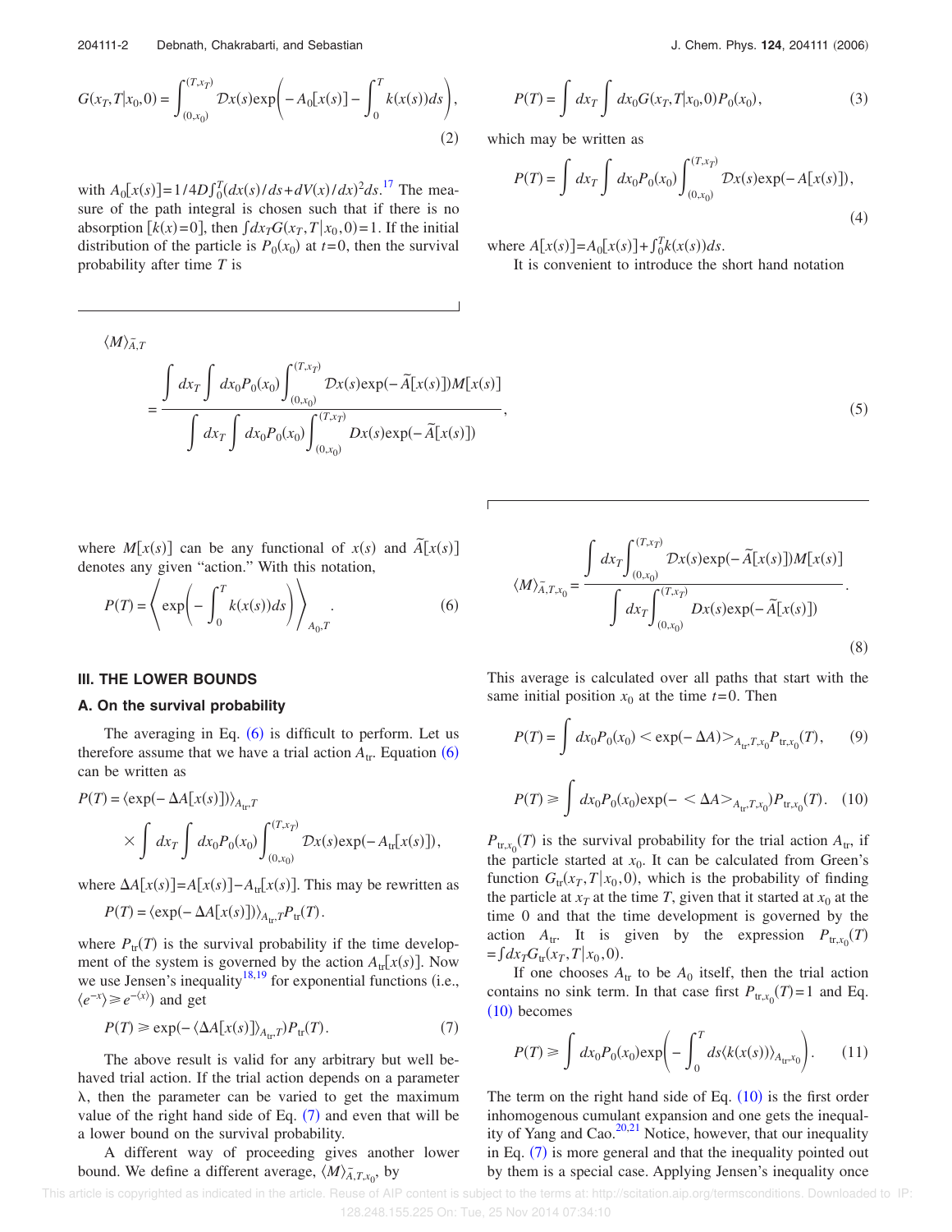$$G(x_T,T|x_0,0)=\int_{(0,x_0)}^{(T,x_T)}\mathcal{D}x(s)\exp\left(-A_0[x(s)]-\int_0^T k(x(s))ds\right), \tag{2}$$

with $A_0[x(s)]=1/4D\int_0^T(dx(s)/ds+dV(x)/dx)^2ds$.[17] The measure of the path integral is chosen such that if there is no absorption $[k(x)=0]$, then $\int dx_T G(x_T,T|x_0,0)=1$. If the initial distribution of the particle is $P_0(x_0)$ at $t=0$, then the survival probability after time $T$ is

$$P(T)=\int dx_T\int dx_0 G(x_T,T|x_0,0)P_0(x_0), \tag{3}$$

which may be written as

$$P(T)=\int dx_T\int dx_0 P_0(x_0)\int_{(0,x_0)}^{(T,x_T)}\mathcal{D}x(s)\exp(-A[x(s)]), \tag{4}$$

where $A[x(s)]=A_0[x(s)]+\int_0^T k(x(s))ds$.

It is convenient to introduce the short hand notation

$$\langle M\rangle_{\tilde{A},T}=\frac{\int dx_T\int dx_0 P_0(x_0)\int_{(0,x_0)}^{(T,x_T)}\mathcal{D}x(s)\exp(-\tilde{A}[x(s)])M[x(s)]}{\int dx_T\int dx_0 P_0(x_0)\int_{(0,x_0)}^{(T,x_T)}Dx(s)\exp(-\tilde{A}[x(s)])}, \tag{5}$$

where $M[x(s)]$ can be any functional of $x(s)$ and $\tilde{A}[x(s)]$ denotes any given "action." With this notation,

$$P(T)=\left\langle \exp\left(-\int_0^T k(x(s))ds\right)\right\rangle_{A_0,T}. \tag{6}$$

## III. THE LOWER BOUNDS

### A. On the survival probability

The averaging in Eq. (6) is difficult to perform. Let us therefore assume that we have a trial action $A_{tr}$. Equation (6) can be written as

$$P(T)=\langle\exp(-\Delta A[x(s)])\rangle_{A_{tr},T}\times\int dx_T\int dx_0 P_0(x_0)\int_{(0,x_0)}^{(T,x_T)}\mathcal{D}x(s)\exp(-A_{tr}[x(s)]),$$

where $\Delta A[x(s)]=A[x(s)]-A_{tr}[x(s)]$. This may be rewritten as

$$P(T)=\langle\exp(-\Delta A[x(s)])\rangle_{A_{tr},T}P_{tr}(T).$$

where $P_{tr}(T)$ is the survival probability if the time development of the system is governed by the action $A_{tr}[x(s)]$. Now we use Jensen's inequality[18,19] for exponential functions (i.e., $\langle e^{-x}\rangle\geq e^{-\langle x\rangle}$) and get

$$P(T)\geq\exp(-\langle\Delta A[x(s)]\rangle_{A_{tr},T})P_{tr}(T). \tag{7}$$

The above result is valid for any arbitrary but well behaved trial action. If the trial action depends on a parameter $\lambda$, then the parameter can be varied to get the maximum value of the right hand side of Eq. (7) and even that will be a lower bound on the survival probability.

A different way of proceeding gives another lower bound. We define a different average, $\langle M\rangle_{\tilde{A},T,x_0}$, by

$$\langle M\rangle_{\tilde{A},T,x_0}=\frac{\int dx_T\int_{(0,x_0)}^{(T,x_T)}\mathcal{D}x(s)\exp(-\tilde{A}[x(s)])M[x(s)]}{\int dx_T\int_{(0,x_0)}^{(T,x_T)}Dx(s)\exp(-\tilde{A}[x(s)])}. \tag{8}$$

This average is calculated over all paths that start with the same initial position $x_0$ at the time $t=0$. Then

$$P(T)=\int dx_0 P_0(x_0)<\exp(-\Delta A)>_{A_{tr},T,x_0}P_{tr,x_0}(T), \tag{9}$$

$$P(T)\geq\int dx_0 P_0(x_0)\exp(-<\Delta A>_{A_{tr},T,x_0})P_{tr,x_0}(T). \tag{10}$$

$P_{tr,x_0}(T)$ is the survival probability for the trial action $A_{tr}$, if the particle started at $x_0$. It can be calculated from Green's function $G_{tr}(x_T,T|x_0,0)$, which is the probability of finding the particle at $x_T$ at the time $T$, given that it started at $x_0$ at the time 0 and that the time development is governed by the action $A_{tr}$. It is given by the expression $P_{tr,x_0}(T)=\int dx_T G_{tr}(x_T,T|x_0,0)$.

If one chooses $A_{tr}$ to be $A_0$ itself, then the trial action contains no sink term. In that case first $P_{tr,x_0}(T)=1$ and Eq. (10) becomes

$$P(T)\geq\int dx_0 P_0(x_0)\exp\left(-\int_0^T ds\langle k(x(s))\rangle_{A_{tr},x_0}\right). \tag{11}$$

The term on the right hand side of Eq. (10) is the first order inhomogenous cumulant expansion and one gets the inequality of Yang and Cao.[20,21] Notice, however, that our inequality in Eq. (7) is more general and that the inequality pointed out by them is a special case. Applying Jensen's inequality once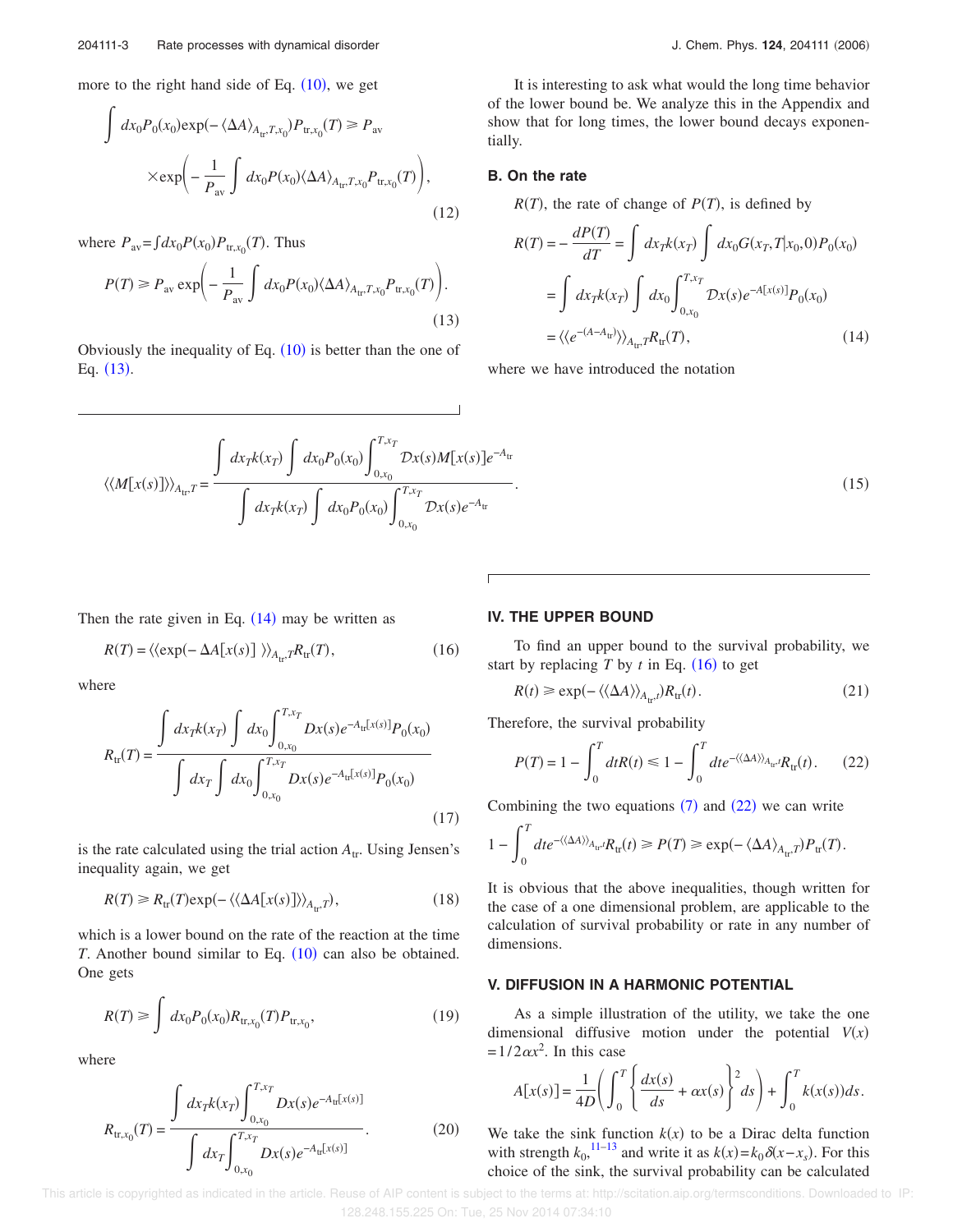more to the right hand side of Eq. (10), we get

$$\int dx_0 P_0(x_0) \exp(-\langle \Delta A \rangle_{A_{\rm tr},T,x_0}) P_{{\rm tr},x_0}(T) \geqslant P_{\rm av} \times \exp\left( -\frac{1}{P_{\rm av}} \int dx_0 P(x_0) \langle \Delta A \rangle_{A_{\rm tr},T,x_0} P_{{\rm tr},x_0}(T) \right), \tag{12}$$

where $P_{\rm av} = \int dx_0 P(x_0) P_{{\rm tr},x_0}(T)$. Thus

$$P(T) \geqslant P_{\rm av} \exp\left( -\frac{1}{P_{\rm av}} \int dx_0 P(x_0) \langle \Delta A \rangle_{A_{\rm tr},T,x_0} P_{{\rm tr},x_0}(T) \right). \tag{13}$$

Obviously the inequality of Eq. (10) is better than the one of Eq. (13).

It is interesting to ask what would the long time behavior of the lower bound be. We analyze this in the Appendix and show that for long times, the lower bound decays exponentially.

### B. On the rate

$R(T)$, the rate of change of $P(T)$, is defined by

$$\begin{aligned} R(T) &= -\frac{dP(T)}{dT} = \int dx_T k(x_T) \int dx_0 G(x_T, T | x_0, 0) P_0(x_0) \\ &= \int dx_T k(x_T) \int dx_0 \int_{0,x_0}^{T,x_T} \mathcal{D}x(s) e^{-A[x(s)]} P_0(x_0) \\ &= \langle\langle e^{-(A-A_{\rm tr})} \rangle\rangle_{A_{\rm tr},T} R_{\rm tr}(T), \end{aligned} \tag{14}$$

where we have introduced the notation

$$\langle\langle M[x(s)] \rangle\rangle_{A_{\rm tr},T} = \frac{\int dx_T k(x_T) \int dx_0 P_0(x_0) \int_{0,x_0}^{T,x_T} \mathcal{D}x(s) M[x(s)] e^{-A_{\rm tr}}}{\int dx_T k(x_T) \int dx_0 P_0(x_0) \int_{0,x_0}^{T,x_T} \mathcal{D}x(s) e^{-A_{\rm tr}}}. \tag{15}$$

Then the rate given in Eq. (14) may be written as

$$R(T) = \langle\langle \exp(-\Delta A[x(s)] \rangle\rangle_{A_{\rm tr},T} R_{\rm tr}(T), \tag{16}$$

where

$$R_{\rm tr}(T) = \frac{\int dx_T k(x_T) \int dx_0 \int_{0,x_0}^{T,x_T} Dx(s) e^{-A_{\rm tr}[x(s)]} P_0(x_0)}{\int dx_T \int dx_0 \int_{0,x_0}^{T,x_T} Dx(s) e^{-A_{\rm tr}[x(s)]} P_0(x_0)} \tag{17}$$

is the rate calculated using the trial action $A_{\rm tr}$. Using Jensen's inequality again, we get

$$R(T) \geqslant R_{\rm tr}(T) \exp(-\langle\langle \Delta A[x(s)] \rangle\rangle_{A_{\rm tr},T}), \tag{18}$$

which is a lower bound on the rate of the reaction at the time $T$. Another bound similar to Eq. (10) can also be obtained. One gets

$$R(T) \geqslant \int dx_0 P_0(x_0) R_{{\rm tr},x_0}(T) P_{{\rm tr},x_0}, \tag{19}$$

where

$$R_{{\rm tr},x_0}(T) = \frac{\int dx_T k(x_T) \int_{0,x_0}^{T,x_T} Dx(s) e^{-A_{\rm tr}[x(s)]}}{\int dx_T \int_{0,x_0}^{T,x_T} Dx(s) e^{-A_{\rm tr}[x(s)]}}. \tag{20}$$

## IV. THE UPPER BOUND

To find an upper bound to the survival probability, we start by replacing $T$ by $t$ in Eq. (16) to get

$$R(t) \geqslant \exp(-\langle\langle \Delta A \rangle\rangle_{A_{\rm tr},t}) R_{\rm tr}(t). \tag{21}$$

Therefore, the survival probability

$$P(T) = 1 - \int_0^T dt R(t) \leqslant 1 - \int_0^T dt e^{-\langle\langle \Delta A \rangle\rangle_{A_{\rm tr},t}} R_{\rm tr}(t). \tag{22}$$

Combining the two equations (7) and (22) we can write

$$1 - \int_0^T dt e^{-\langle\langle \Delta A \rangle\rangle_{A_{\rm tr},t}} R_{\rm tr}(t) \geqslant P(T) \geqslant \exp(-\langle \Delta A \rangle_{A_{\rm tr},T}) P_{\rm tr}(T).$$

It is obvious that the above inequalities, though written for the case of a one dimensional problem, are applicable to the calculation of survival probability or rate in any number of dimensions.

## V. DIFFUSION IN A HARMONIC POTENTIAL

As a simple illustration of the utility, we take the one dimensional diffusive motion under the potential $V(x) = 1/2 \alpha x^2$. In this case

$$A[x(s)] = \frac{1}{4D} \left( \int_0^T \left\{ \frac{dx(s)}{ds} + \alpha x(s) \right\}^2 ds \right) + \int_0^T k(x(s)) ds.$$

We take the sink function $k(x)$ to be a Dirac delta function with strength $k_0$,[11–13] and write it as $k(x) = k_0 \delta(x - x_s)$. For this choice of the sink, the survival probability can be calculated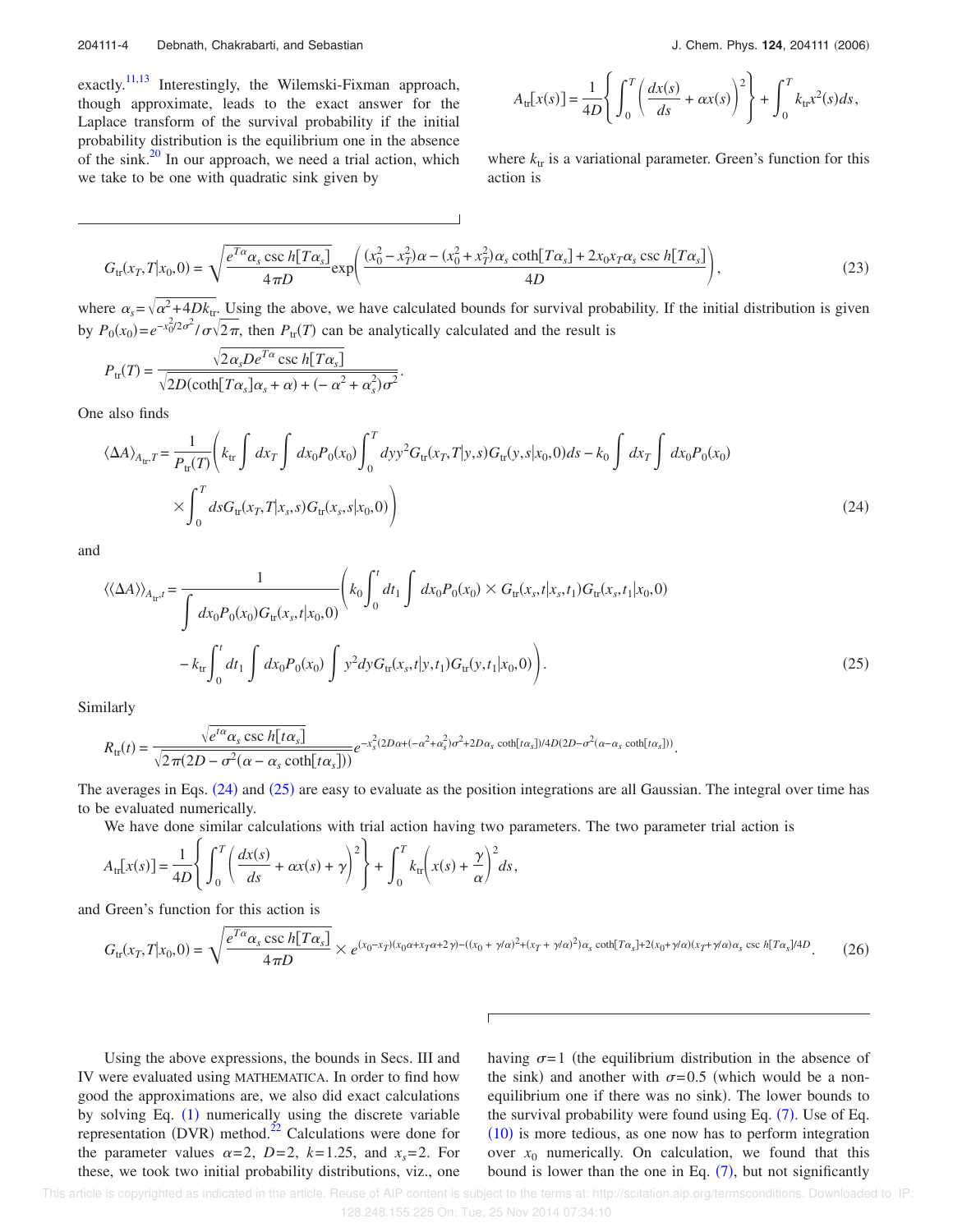exactly.[11,13] Interestingly, the Wilemski-Fixman approach, though approximate, leads to the exact answer for the Laplace transform of the survival probability if the initial probability distribution is the equilibrium one in the absence of the sink.[20] In our approach, we need a trial action, which we take to be one with quadratic sink given by

$$A_{\mathrm{tr}}[x(s)] = \frac{1}{4D}\left\{ \int_0^T \left( \frac{dx(s)}{ds} + \alpha x(s) \right)^2 \right\} + \int_0^T k_{\mathrm{tr}} x^2(s) ds,$$

where $k_{\mathrm{tr}}$ is a variational parameter. Green's function for this action is

$$G_{\mathrm{tr}}(x_T, T | x_0, 0) = \sqrt{\frac{e^{T\alpha}\alpha_s \operatorname{csc} h[T\alpha_s]}{4\pi D}} \exp\left( \frac{(x_0^2 - x_T^2)\alpha - (x_0^2 + x_T^2)\alpha_s \coth[T\alpha_s] + 2x_0 x_T \alpha_s \operatorname{csc} h[T\alpha_s]}{4D} \right), \tag{23}$$

where $\alpha_s = \sqrt{\alpha^2 + 4Dk_{\mathrm{tr}}}$. Using the above, we have calculated bounds for survival probability. If the initial distribution is given by $P_0(x_0) = e^{-x_0^2/2\sigma^2}/\sigma\sqrt{2\pi}$, then $P_{\mathrm{tr}}(T)$ can be analytically calculated and the result is

$$P_{\mathrm{tr}}(T) = \frac{\sqrt{2\alpha_s D e^{T\alpha} \operatorname{csc} h[T\alpha_s]}}{\sqrt{2D(\coth[T\alpha_s]\alpha_s + \alpha) + (-\alpha^2 + \alpha_s^2)\sigma^2}}.$$

One also finds

$$\langle \Delta A \rangle_{A_{\mathrm{tr}}, T} = \frac{1}{P_{\mathrm{tr}}(T)} \left( k_{\mathrm{tr}} \int dx_T \int dx_0 P_0(x_0) \int_0^T dy y^2 G_{\mathrm{tr}}(x_T, T | y, s) G_{\mathrm{tr}}(y, s | x_0, 0) ds - k_0 \int dx_T \int dx_0 P_0(x_0) \times \int_0^T ds G_{\mathrm{tr}}(x_T, T | x_s, s) G_{\mathrm{tr}}(x_s, s | x_0, 0) \right) \tag{24}$$

and

$$\langle\langle \Delta A \rangle\rangle_{A_{\mathrm{tr}}, t} = \frac{1}{\int dx_0 P_0(x_0) G_{\mathrm{tr}}(x_s, t | x_0, 0)} \left( k_0 \int_0^t dt_1 \int dx_0 P_0(x_0) \times G_{\mathrm{tr}}(x_s, t | x_s, t_1) G_{\mathrm{tr}}(x_s, t_1 | x_0, 0) - k_{\mathrm{tr}} \int_0^t dt_1 \int dx_0 P_0(x_0) \int y^2 dy G_{\mathrm{tr}}(x_s, t | y, t_1) G_{\mathrm{tr}}(y, t_1 | x_0, 0) \right). \tag{25}$$

Similarly

$$R_{\mathrm{tr}}(t) = \frac{\sqrt{e^{t\alpha}\alpha_s \operatorname{csc} h[t\alpha_s]}}{\sqrt{2\pi(2D - \sigma^2(\alpha - \alpha_s \coth[t\alpha_s]))}} e^{-x_s^2(2D\alpha + (-\alpha^2 + \alpha_s^2)\sigma^2 + 2D\alpha_s \coth[t\alpha_s])/4D(2D - \sigma^2(\alpha - \alpha_s \coth[t\alpha_s]))}.$$

The averages in Eqs. (24) and (25) are easy to evaluate as the position integrations are all Gaussian. The integral over time has to be evaluated numerically.

We have done similar calculations with trial action having two parameters. The two parameter trial action is

$$A_{\mathrm{tr}}[x(s)] = \frac{1}{4D}\left\{ \int_0^T \left( \frac{dx(s)}{ds} + \alpha x(s) + \gamma \right)^2 \right\} + \int_0^T k_{\mathrm{tr}} \left( x(s) + \frac{\gamma}{\alpha} \right)^2 ds,$$

and Green's function for this action is

$$G_{\mathrm{tr}}(x_T, T | x_0, 0) = \sqrt{\frac{e^{T\alpha}\alpha_s \operatorname{csc} h[T\alpha_s]}{4\pi D}} \times e^{(x_0 - x_T)(x_0\alpha + x_T\alpha + 2\gamma) - ((x_0 + \gamma/\alpha)^2 + (x_T + \gamma/\alpha)^2)\alpha_s \coth[T\alpha_s] + 2(x_0 + \gamma/\alpha)(x_T + \gamma/\alpha)\alpha_s \operatorname{csc} h[T\alpha_s]/4D}. \tag{26}$$

Using the above expressions, the bounds in Secs. III and IV were evaluated using MATHEMATICA. In order to find how good the approximations are, we also did exact calculations by solving Eq. (1) numerically using the discrete variable representation (DVR) method.[22] Calculations were done for the parameter values $\alpha=2$, $D=2$, $k=1.25$, and $x_s=2$. For these, we took two initial probability distributions, viz., one having $\sigma=1$ (the equilibrium distribution in the absence of the sink) and another with $\sigma=0.5$ (which would be a nonequilibrium one if there was no sink). The lower bounds to the survival probability were found using Eq. (7). Use of Eq. (10) is more tedious, as one now has to perform integration over $x_0$ numerically. On calculation, we found that this bound is lower than the one in Eq. (7), but not significantly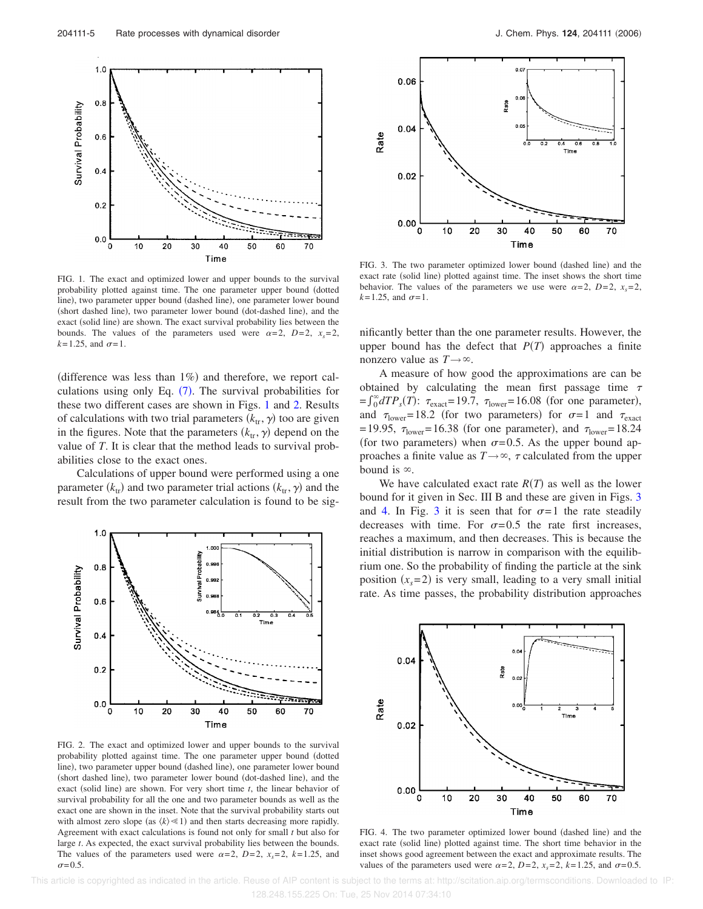FIG. 1. The exact and optimized lower and upper bounds to the survival probability plotted against time. The one parameter upper bound (dotted line), two parameter upper bound (dashed line), one parameter lower bound (short dashed line), two parameter lower bound (dot-dashed line), and the exact (solid line) are shown. The exact survival probability lies between the bounds. The values of the parameters used were $\alpha=2$, $D=2$, $x_s=2$, $k=1.25$, and $\sigma=1$.

(difference was less than 1%) and therefore, we report calculations using only Eq. (7). The survival probabilities for these two different cases are shown in Figs. 1 and 2. Results of calculations with two trial parameters $(k_{tr}, \gamma)$ too are given in the figures. Note that the parameters $(k_{tr}, \gamma)$ depend on the value of $T$. It is clear that the method leads to survival probabilities close to the exact ones.

Calculations of upper bound were performed using a one parameter $(k_{tr})$ and two parameter trial actions $(k_{tr}, \gamma)$ and the result from the two parameter calculation is found to be significantly better than the one parameter results. However, the upper bound has the defect that $P(T)$ approaches a finite nonzero value as $T \to \infty$.

FIG. 2. The exact and optimized lower and upper bounds to the survival probability plotted against time. The one parameter upper bound (dotted line), two parameter upper bound (dashed line), one parameter lower bound (short dashed line), two parameter lower bound (dot-dashed line), and the exact (solid line) are shown. For very short time $t$, the linear behavior of survival probability for all the one and two parameter bounds as well as the exact one are shown in the inset. Note that the survival probability starts out with almost zero slope (as $\langle k \rangle \ll 1$) and then starts decreasing more rapidly. Agreement with exact calculations is found not only for small $t$ but also for large $t$. As expected, the exact survival probability lies between the bounds. The values of the parameters used were $\alpha=2$, $D=2$, $x_s=2$, $k=1.25$, and $\sigma=0.5$.

FIG. 3. The two parameter optimized lower bound (dashed line) and the exact rate (solid line) plotted against time. The inset shows the short time behavior. The values of the parameters we use were $\alpha=2$, $D=2$, $x_s=2$, $k=1.25$, and $\sigma=1$.

A measure of how good the approximations are can be obtained by calculating the mean first passage time $\tau = \int_0^\infty dT P_s(T)$: $\tau_{\text{exact}}=19.7$, $\tau_{\text{lower}}=16.08$ (for one parameter), and $\tau_{\text{lower}}=18.2$ (for two parameters) for $\sigma=1$ and $\tau_{\text{exact}}=19.95$, $\tau_{\text{lower}}=16.38$ (for one parameter), and $\tau_{\text{lower}}=18.24$ (for two parameters) when $\sigma=0.5$. As the upper bound approaches a finite value as $T \to \infty$, $\tau$ calculated from the upper bound is $\infty$.

We have calculated exact rate $R(T)$ as well as the lower bound for it given in Sec. III B and these are given in Figs. 3 and 4. In Fig. 3 it is seen that for $\sigma=1$ the rate steadily decreases with time. For $\sigma=0.5$ the rate first increases, reaches a maximum, and then decreases. This is because the initial distribution is narrow in comparison with the equilibrium one. So the probability of finding the particle at the sink position $(x_s=2)$ is very small, leading to a very small initial rate. As time passes, the probability distribution approaches

FIG. 4. The two parameter optimized lower bound (dashed line) and the exact rate (solid line) plotted against time. The short time behavior in the inset shows good agreement between the exact and approximate results. The values of the parameters used were $\alpha=2$, $D=2$, $x_s=2$, $k=1.25$, and $\sigma=0.5$.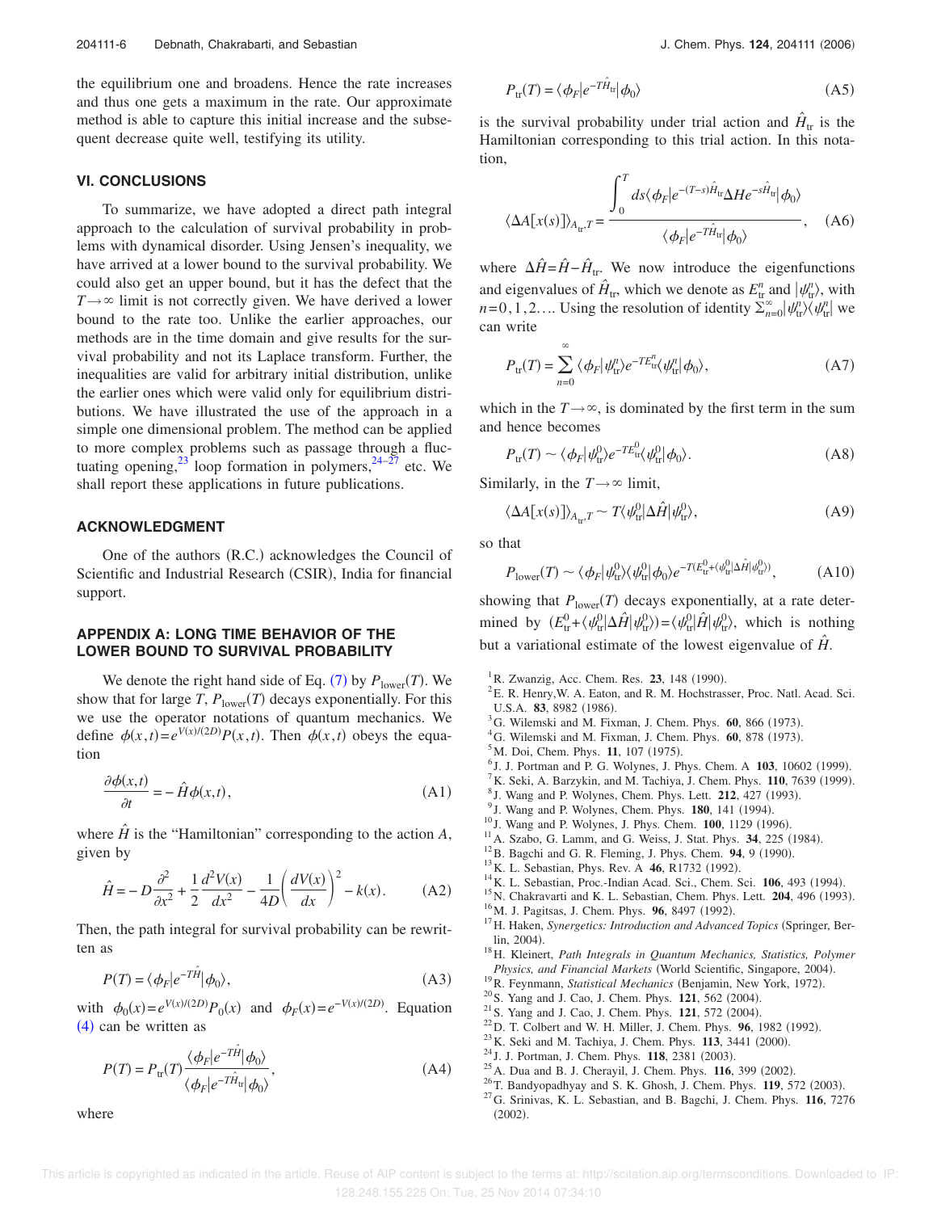the equilibrium one and broadens. Hence the rate increases and thus one gets a maximum in the rate. Our approximate method is able to capture this initial increase and the subsequent decrease quite well, testifying its utility.

## VI. CONCLUSIONS

To summarize, we have adopted a direct path integral approach to the calculation of survival probability in problems with dynamical disorder. Using Jensen's inequality, we have arrived at a lower bound to the survival probability. We could also get an upper bound, but it has the defect that the $T\to\infty$ limit is not correctly given. We have derived a lower bound to the rate too. Unlike the earlier approaches, our methods are in the time domain and give results for the survival probability and not its Laplace transform. Further, the inequalities are valid for arbitrary initial distribution, unlike the earlier ones which were valid only for equilibrium distributions. We have illustrated the use of the approach in a simple one dimensional problem. The method can be applied to more complex problems such as passage through a fluctuating opening,[23] loop formation in polymers,[24–27] etc. We shall report these applications in future publications.

## ACKNOWLEDGMENT

One of the authors (R.C.) acknowledges the Council of Scientific and Industrial Research (CSIR), India for financial support.

## APPENDIX A: LONG TIME BEHAVIOR OF THE LOWER BOUND TO SURVIVAL PROBABILITY

We denote the right hand side of Eq. (7) by $P_{\text{lower}}(T)$. We show that for large $T$, $P_{\text{lower}}(T)$ decays exponentially. For this we use the operator notations of quantum mechanics. We define $\phi(x,t)=e^{V(x)/(2D)}P(x,t)$. Then $\phi(x,t)$ obeys the equation

$$\frac{\partial\phi(x,t)}{\partial t}=-\hat{H}\phi(x,t), \tag{A1}$$

where $\hat{H}$ is the "Hamiltonian" corresponding to the action $A$, given by

$$\hat{H}=-D\frac{\partial^2}{\partial x^2}+\frac{1}{2}\frac{d^2V(x)}{dx^2}-\frac{1}{4D}\left(\frac{dV(x)}{dx}\right)^2-k(x). \tag{A2}$$

Then, the path integral for survival probability can be rewritten as

$$P(T)=\langle\phi_F|e^{-T\hat{H}}|\phi_0\rangle, \tag{A3}$$

with $\phi_0(x)=e^{V(x)/(2D)}P_0(x)$ and $\phi_F(x)=e^{-V(x)/(2D)}$. Equation (4) can be written as

$$P(T)=P_{\text{tr}}(T)\frac{\langle\phi_F|e^{-T\hat{H}}|\phi_0\rangle}{\langle\phi_F|e^{-T\hat{H}_{\text{tr}}}|\phi_0\rangle}, \tag{A4}$$

where

$$P_{\text{tr}}(T)=\langle\phi_F|e^{-T\hat{H}_{\text{tr}}}|\phi_0\rangle \tag{A5}$$

is the survival probability under trial action and $\hat{H}_{\text{tr}}$ is the Hamiltonian corresponding to this trial action. In this notation,

$$\langle\Delta A[x(s)]\rangle_{A_{\text{tr}},T}=\frac{\int_0^T ds\langle\phi_F|e^{-(T-s)\hat{H}_{\text{tr}}}\Delta He^{-s\hat{H}_{\text{tr}}}|\phi_0\rangle}{\langle\phi_F|e^{-T\hat{H}_{\text{tr}}}|\phi_0\rangle}, \tag{A6}$$

where $\Delta\hat{H}=\hat{H}-\hat{H}_{\text{tr}}$. We now introduce the eigenfunctions and eigenvalues of $\hat{H}_{\text{tr}}$, which we denote as $E_{\text{tr}}^n$ and $|\psi_{\text{tr}}^n\rangle$, with $n=0,1,2\ldots$. Using the resolution of identity $\sum_{n=0}^{\infty}|\psi_{\text{tr}}^n\rangle\langle\psi_{\text{tr}}^n|$ we can write

$$P_{\text{tr}}(T)=\sum_{n=0}^{\infty}\langle\phi_F|\psi_{\text{tr}}^n\rangle e^{-TE_{\text{tr}}^n}\langle\psi_{\text{tr}}^n|\phi_0\rangle, \tag{A7}$$

which in the $T\to\infty$, is dominated by the first term in the sum and hence becomes

$$P_{\text{tr}}(T)\sim\langle\phi_F|\psi_{\text{tr}}^0\rangle e^{-TE_{\text{tr}}^0}\langle\psi_{\text{tr}}^0|\phi_0\rangle. \tag{A8}$$

Similarly, in the $T\to\infty$ limit,

$$\langle\Delta A[x(s)]\rangle_{A_{\text{tr}},T}\sim T\langle\psi_{\text{tr}}^0|\Delta\hat{H}|\psi_{\text{tr}}^0\rangle, \tag{A9}$$

so that

$$P_{\text{lower}}(T)\sim\langle\phi_F|\psi_{\text{tr}}^0\rangle\langle\psi_{\text{tr}}^0|\phi_0\rangle e^{-T(E_{\text{tr}}^0+\langle\psi_{\text{tr}}^0|\Delta\hat{H}|\psi_{\text{tr}}^0\rangle)}, \tag{A10}$$

showing that $P_{\text{lower}}(T)$ decays exponentially, at a rate determined by $(E_{\text{tr}}^0+\langle\psi_{\text{tr}}^0|\Delta\hat{H}|\psi_{\text{tr}}^0\rangle)=\langle\psi_{\text{tr}}^0|\hat{H}|\psi_{\text{tr}}^0\rangle$, which is nothing but a variational estimate of the lowest eigenvalue of $\hat{H}$.

[1] R. Zwanzig, Acc. Chem. Res. **23**, 148 (1990).
[2] E. R. Henry, W. A. Eaton, and R. M. Hochstrasser, Proc. Natl. Acad. Sci. U.S.A. **83**, 8982 (1986).
[3] G. Wilemski and M. Fixman, J. Chem. Phys. **60**, 866 (1973).
[4] G. Wilemski and M. Fixman, J. Chem. Phys. **60**, 878 (1973).
[5] M. Doi, Chem. Phys. **11**, 107 (1975).
[6] J. J. Portman and P. G. Wolynes, J. Phys. Chem. A **103**, 10602 (1999).
[7] K. Seki, A. Barzykin, and M. Tachiya, J. Chem. Phys. **110**, 7639 (1999).
[8] J. Wang and P. Wolynes, Chem. Phys. Lett. **212**, 427 (1993).
[9] J. Wang and P. Wolynes, Chem. Phys. **180**, 141 (1994).
[10] J. Wang and P. Wolynes, J. Phys. Chem. **100**, 1129 (1996).
[11] A. Szabo, G. Lamm, and G. Weiss, J. Stat. Phys. **34**, 225 (1984).
[12] B. Bagchi and G. R. Fleming, J. Phys. Chem. **94**, 9 (1990).
[13] K. L. Sebastian, Phys. Rev. A **46**, R1732 (1992).
[14] K. L. Sebastian, Proc.-Indian Acad. Sci., Chem. Sci. **106**, 493 (1994).
[15] N. Chakravarti and K. L. Sebastian, Chem. Phys. Lett. **204**, 496 (1993).
[16] M. J. Pagitsas, J. Chem. Phys. **96**, 8497 (1992).
[17] H. Haken, *Synergetics: Introduction and Advanced Topics* (Springer, Berlin, 2004).
[18] H. Kleinert, *Path Integrals in Quantum Mechanics, Statistics, Polymer Physics, and Financial Markets* (World Scientific, Singapore, 2004).
[19] R. Feynmann, *Statistical Mechanics* (Benjamin, New York, 1972).
[20] S. Yang and J. Cao, J. Chem. Phys. **121**, 562 (2004).
[21] S. Yang and J. Cao, J. Chem. Phys. **121**, 572 (2004).
[22] D. T. Colbert and W. H. Miller, J. Chem. Phys. **96**, 1982 (1992).
[23] K. Seki and M. Tachiya, J. Chem. Phys. **113**, 3441 (2000).
[24] J. J. Portman, J. Chem. Phys. **118**, 2381 (2003).
[25] A. Dua and B. J. Cherayil, J. Chem. Phys. **116**, 399 (2002).
[26] T. Bandyopadhyay and S. K. Ghosh, J. Chem. Phys. **119**, 572 (2003).
[27] G. Srinivas, K. L. Sebastian, and B. Bagchi, J. Chem. Phys. **116**, 7276 (2002).